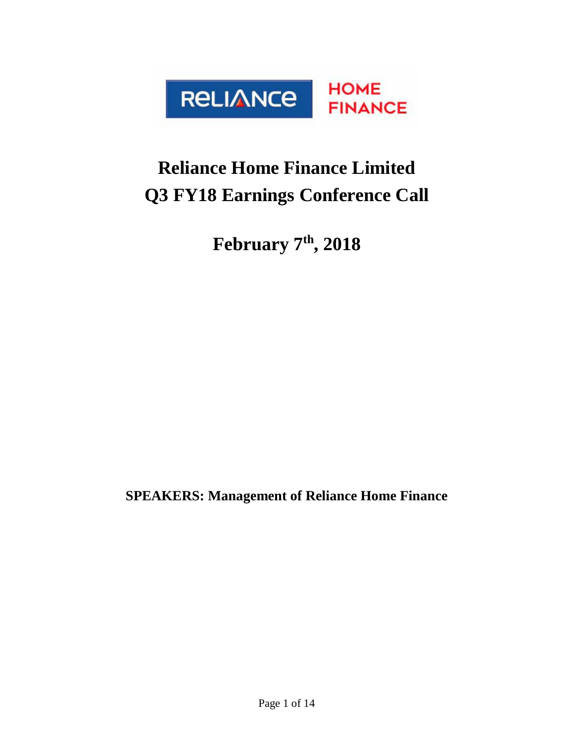# Reliance Home Finance Limited
# Q3 FY18 Earnings Conference Call

## February 7th, 2018

**SPEAKERS: Management of Reliance Home Finance**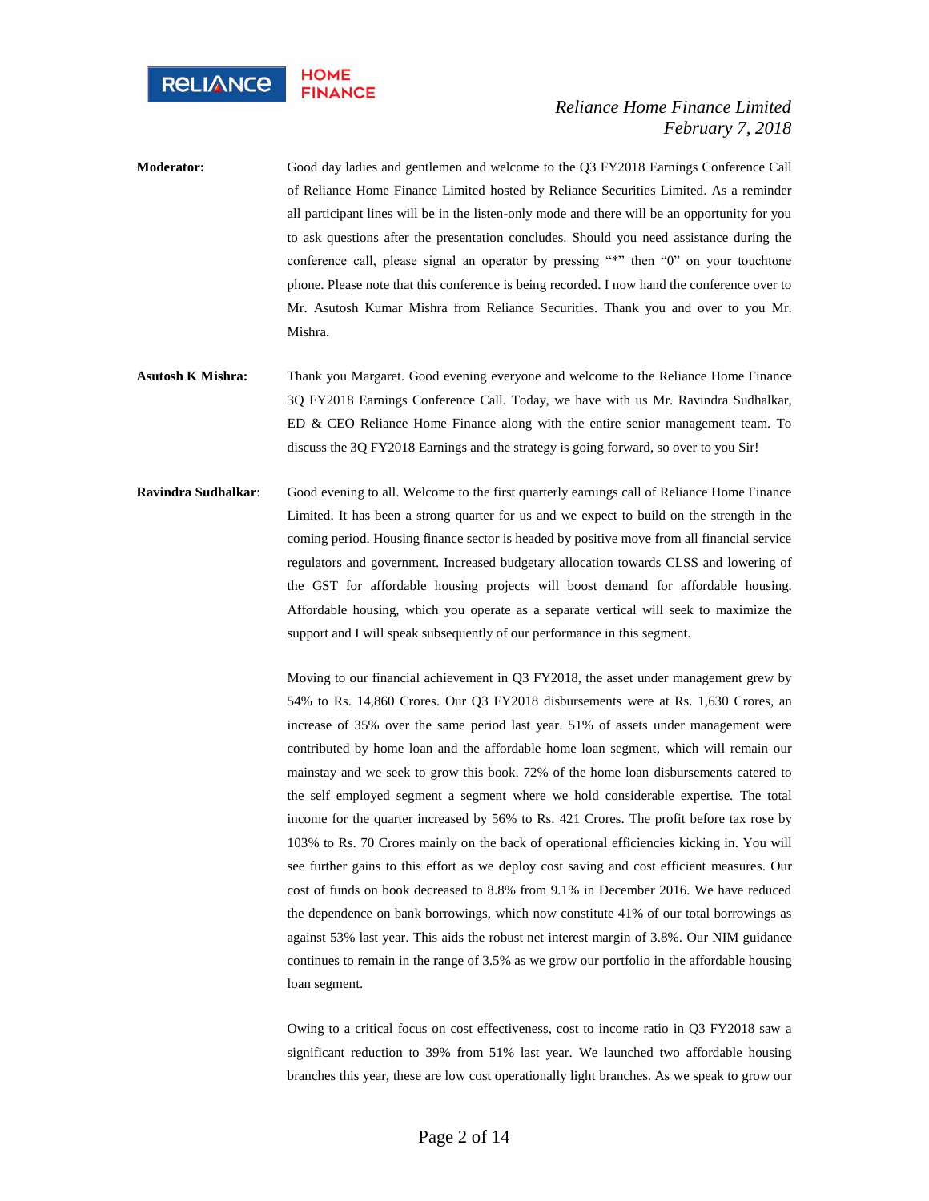**Moderator:** Good day ladies and gentlemen and welcome to the Q3 FY2018 Earnings Conference Call of Reliance Home Finance Limited hosted by Reliance Securities Limited. As a reminder all participant lines will be in the listen-only mode and there will be an opportunity for you to ask questions after the presentation concludes. Should you need assistance during the conference call, please signal an operator by pressing "*" then "0" on your touchtone phone. Please note that this conference is being recorded. I now hand the conference over to Mr. Asutosh Kumar Mishra from Reliance Securities. Thank you and over to you Mr. Mishra.

**Asutosh K Mishra:** Thank you Margaret. Good evening everyone and welcome to the Reliance Home Finance 3Q FY2018 Earnings Conference Call. Today, we have with us Mr. Ravindra Sudhalkar, ED & CEO Reliance Home Finance along with the entire senior management team. To discuss the 3Q FY2018 Earnings and the strategy is going forward, so over to you Sir!

**Ravindra Sudhalkar**: Good evening to all. Welcome to the first quarterly earnings call of Reliance Home Finance Limited. It has been a strong quarter for us and we expect to build on the strength in the coming period. Housing finance sector is headed by positive move from all financial service regulators and government. Increased budgetary allocation towards CLSS and lowering of the GST for affordable housing projects will boost demand for affordable housing. Affordable housing, which you operate as a separate vertical will seek to maximize the support and I will speak subsequently of our performance in this segment.

Moving to our financial achievement in Q3 FY2018, the asset under management grew by 54% to Rs. 14,860 Crores. Our Q3 FY2018 disbursements were at Rs. 1,630 Crores, an increase of 35% over the same period last year. 51% of assets under management were contributed by home loan and the affordable home loan segment, which will remain our mainstay and we seek to grow this book. 72% of the home loan disbursements catered to the self employed segment a segment where we hold considerable expertise. The total income for the quarter increased by 56% to Rs. 421 Crores. The profit before tax rose by 103% to Rs. 70 Crores mainly on the back of operational efficiencies kicking in. You will see further gains to this effort as we deploy cost saving and cost efficient measures. Our cost of funds on book decreased to 8.8% from 9.1% in December 2016. We have reduced the dependence on bank borrowings, which now constitute 41% of our total borrowings as against 53% last year. This aids the robust net interest margin of 3.8%. Our NIM guidance continues to remain in the range of 3.5% as we grow our portfolio in the affordable housing loan segment.

Owing to a critical focus on cost effectiveness, cost to income ratio in Q3 FY2018 saw a significant reduction to 39% from 51% last year. We launched two affordable housing branches this year, these are low cost operationally light branches. As we speak to grow our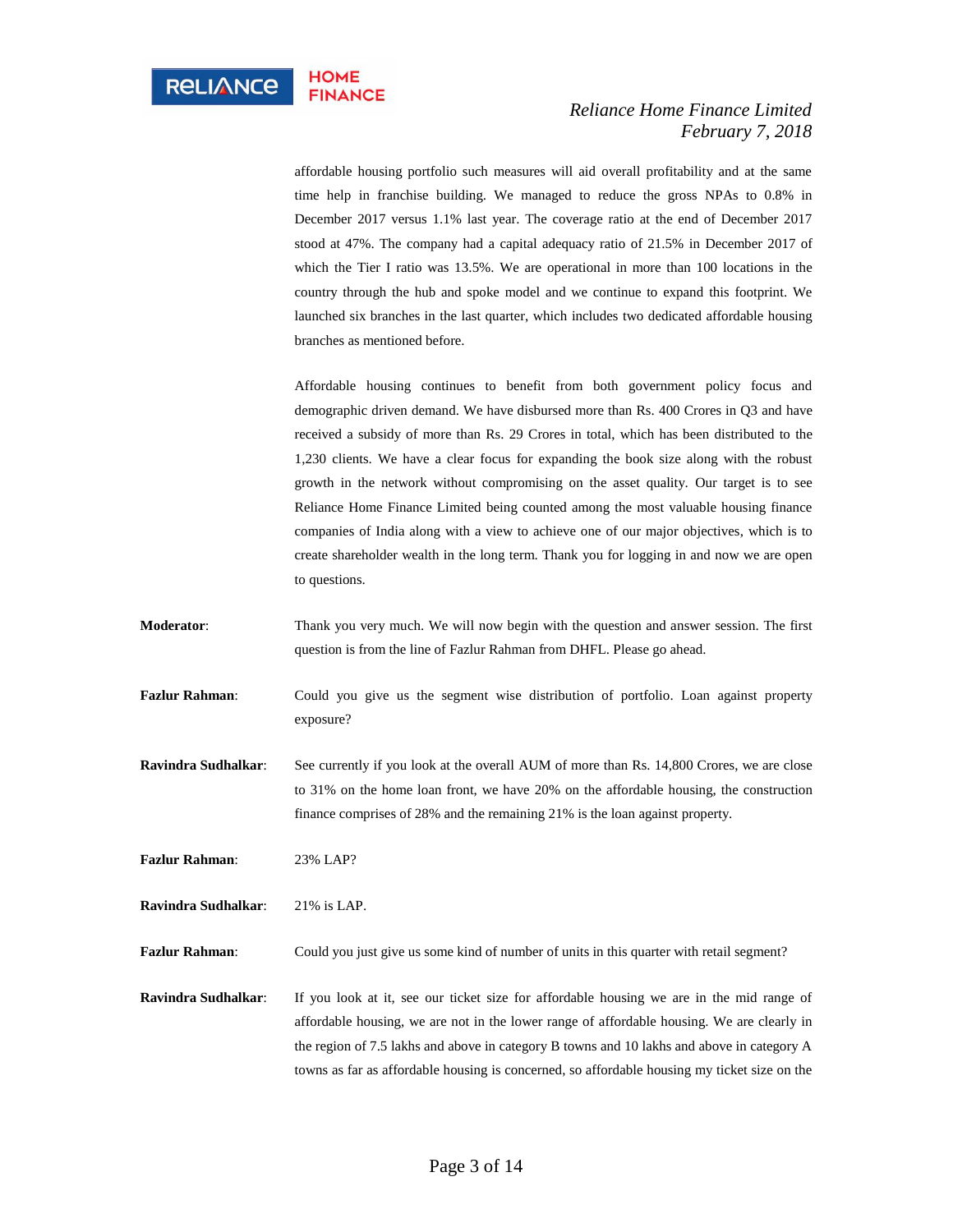affordable housing portfolio such measures will aid overall profitability and at the same time help in franchise building. We managed to reduce the gross NPAs to 0.8% in December 2017 versus 1.1% last year. The coverage ratio at the end of December 2017 stood at 47%. The company had a capital adequacy ratio of 21.5% in December 2017 of which the Tier I ratio was 13.5%. We are operational in more than 100 locations in the country through the hub and spoke model and we continue to expand this footprint. We launched six branches in the last quarter, which includes two dedicated affordable housing branches as mentioned before.

Affordable housing continues to benefit from both government policy focus and demographic driven demand. We have disbursed more than Rs. 400 Crores in Q3 and have received a subsidy of more than Rs. 29 Crores in total, which has been distributed to the 1,230 clients. We have a clear focus for expanding the book size along with the robust growth in the network without compromising on the asset quality. Our target is to see Reliance Home Finance Limited being counted among the most valuable housing finance companies of India along with a view to achieve one of our major objectives, which is to create shareholder wealth in the long term. Thank you for logging in and now we are open to questions.

**Moderator**: Thank you very much. We will now begin with the question and answer session. The first question is from the line of Fazlur Rahman from DHFL. Please go ahead.

**Fazlur Rahman**: Could you give us the segment wise distribution of portfolio. Loan against property exposure?

**Ravindra Sudhalkar**: See currently if you look at the overall AUM of more than Rs. 14,800 Crores, we are close to 31% on the home loan front, we have 20% on the affordable housing, the construction finance comprises of 28% and the remaining 21% is the loan against property.

**Fazlur Rahman**: 23% LAP?

**Ravindra Sudhalkar**: 21% is LAP.

**Fazlur Rahman**: Could you just give us some kind of number of units in this quarter with retail segment?

**Ravindra Sudhalkar**: If you look at it, see our ticket size for affordable housing we are in the mid range of affordable housing, we are not in the lower range of affordable housing. We are clearly in the region of 7.5 lakhs and above in category B towns and 10 lakhs and above in category A towns as far as affordable housing is concerned, so affordable housing my ticket size on the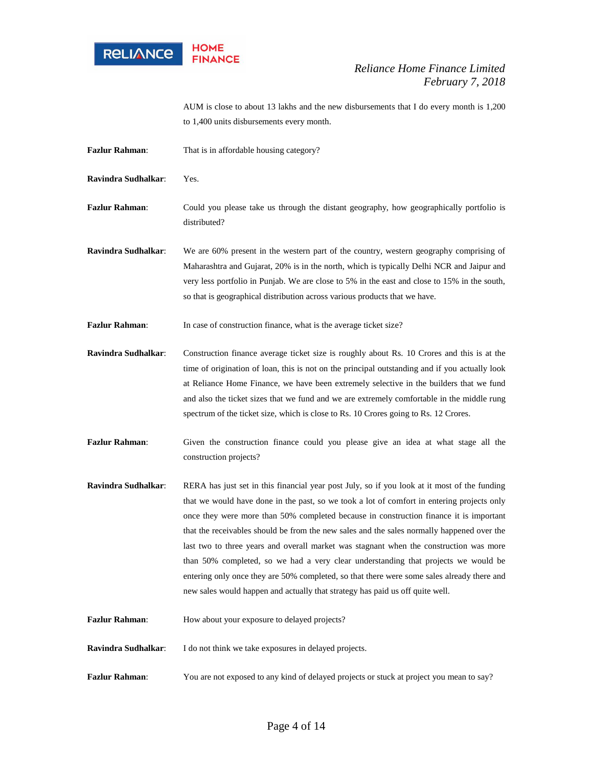AUM is close to about 13 lakhs and the new disbursements that I do every month is 1,200 to 1,400 units disbursements every month.

**Fazlur Rahman**: That is in affordable housing category?

**Ravindra Sudhalkar**: Yes.

**Fazlur Rahman**: Could you please take us through the distant geography, how geographically portfolio is distributed?

**Ravindra Sudhalkar**: We are 60% present in the western part of the country, western geography comprising of Maharashtra and Gujarat, 20% is in the north, which is typically Delhi NCR and Jaipur and very less portfolio in Punjab. We are close to 5% in the east and close to 15% in the south, so that is geographical distribution across various products that we have.

**Fazlur Rahman**: In case of construction finance, what is the average ticket size?

**Ravindra Sudhalkar**: Construction finance average ticket size is roughly about Rs. 10 Crores and this is at the time of origination of loan, this is not on the principal outstanding and if you actually look at Reliance Home Finance, we have been extremely selective in the builders that we fund and also the ticket sizes that we fund and we are extremely comfortable in the middle rung spectrum of the ticket size, which is close to Rs. 10 Crores going to Rs. 12 Crores.

**Fazlur Rahman**: Given the construction finance could you please give an idea at what stage all the construction projects?

**Ravindra Sudhalkar**: RERA has just set in this financial year post July, so if you look at it most of the funding that we would have done in the past, so we took a lot of comfort in entering projects only once they were more than 50% completed because in construction finance it is important that the receivables should be from the new sales and the sales normally happened over the last two to three years and overall market was stagnant when the construction was more than 50% completed, so we had a very clear understanding that projects we would be entering only once they are 50% completed, so that there were some sales already there and new sales would happen and actually that strategy has paid us off quite well.

**Fazlur Rahman**: How about your exposure to delayed projects?

**Ravindra Sudhalkar**: I do not think we take exposures in delayed projects.

**Fazlur Rahman**: You are not exposed to any kind of delayed projects or stuck at project you mean to say?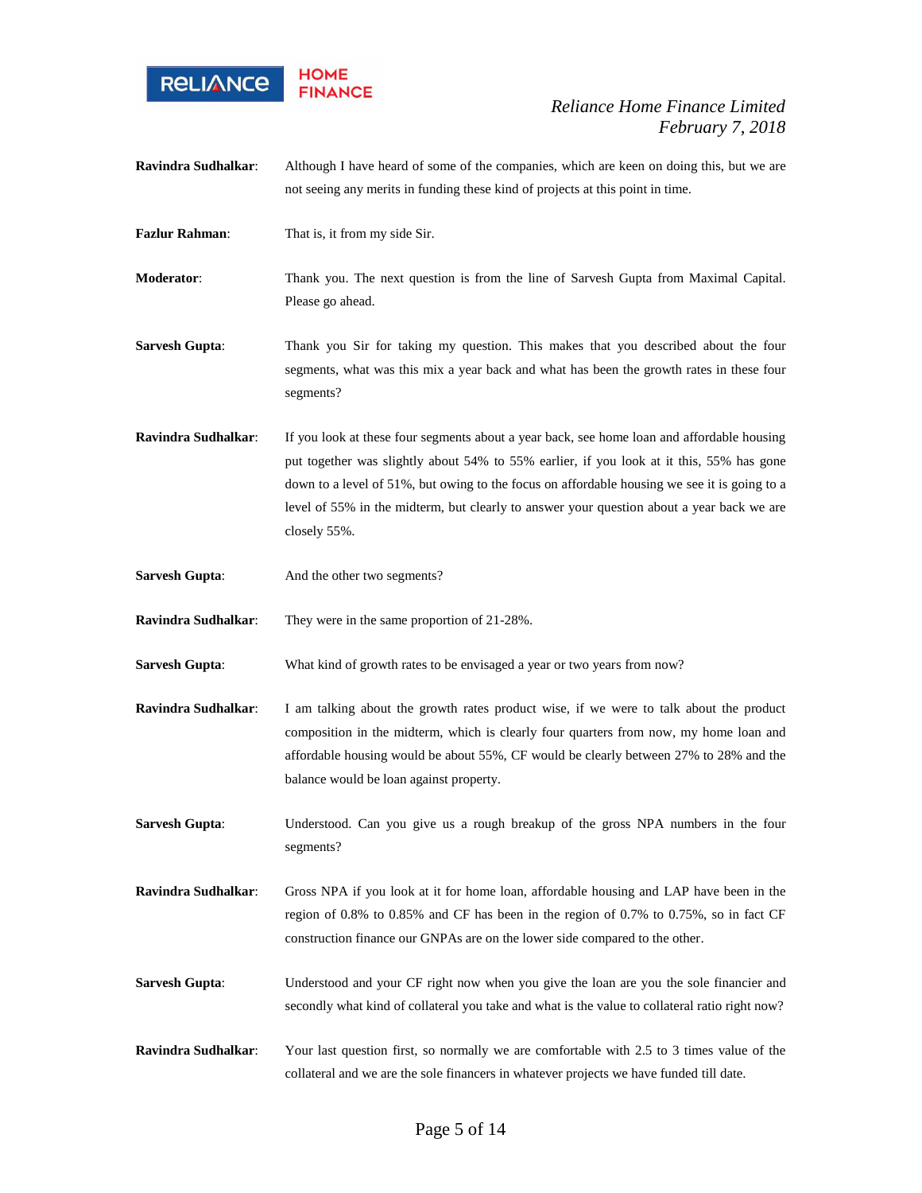**Ravindra Sudhalkar**: Although I have heard of some of the companies, which are keen on doing this, but we are not seeing any merits in funding these kind of projects at this point in time.

**Fazlur Rahman**: That is, it from my side Sir.

**Moderator**: Thank you. The next question is from the line of Sarvesh Gupta from Maximal Capital. Please go ahead.

**Sarvesh Gupta**: Thank you Sir for taking my question. This makes that you described about the four segments, what was this mix a year back and what has been the growth rates in these four segments?

**Ravindra Sudhalkar**: If you look at these four segments about a year back, see home loan and affordable housing put together was slightly about 54% to 55% earlier, if you look at it this, 55% has gone down to a level of 51%, but owing to the focus on affordable housing we see it is going to a level of 55% in the midterm, but clearly to answer your question about a year back we are closely 55%.

**Sarvesh Gupta**: And the other two segments?

**Ravindra Sudhalkar**: They were in the same proportion of 21-28%.

**Sarvesh Gupta**: What kind of growth rates to be envisaged a year or two years from now?

**Ravindra Sudhalkar**: I am talking about the growth rates product wise, if we were to talk about the product composition in the midterm, which is clearly four quarters from now, my home loan and affordable housing would be about 55%, CF would be clearly between 27% to 28% and the balance would be loan against property.

**Sarvesh Gupta**: Understood. Can you give us a rough breakup of the gross NPA numbers in the four segments?

**Ravindra Sudhalkar**: Gross NPA if you look at it for home loan, affordable housing and LAP have been in the region of 0.8% to 0.85% and CF has been in the region of 0.7% to 0.75%, so in fact CF construction finance our GNPAs are on the lower side compared to the other.

**Sarvesh Gupta**: Understood and your CF right now when you give the loan are you the sole financier and secondly what kind of collateral you take and what is the value to collateral ratio right now?

**Ravindra Sudhalkar**: Your last question first, so normally we are comfortable with 2.5 to 3 times value of the collateral and we are the sole financers in whatever projects we have funded till date.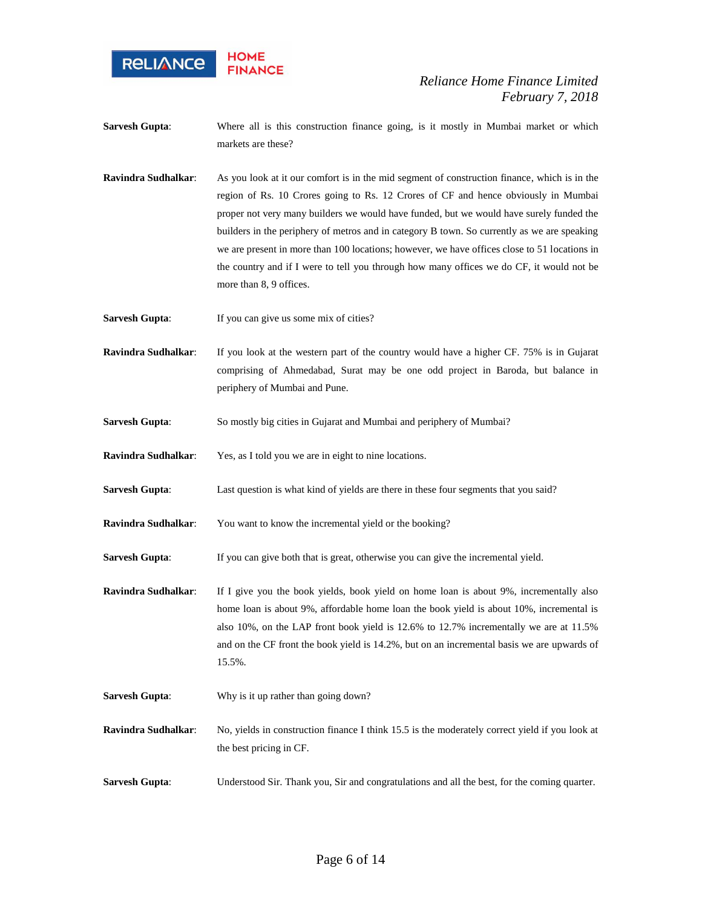**Sarvesh Gupta**: Where all is this construction finance going, is it mostly in Mumbai market or which markets are these?

**Ravindra Sudhalkar**: As you look at it our comfort is in the mid segment of construction finance, which is in the region of Rs. 10 Crores going to Rs. 12 Crores of CF and hence obviously in Mumbai proper not very many builders we would have funded, but we would have surely funded the builders in the periphery of metros and in category B town. So currently as we are speaking we are present in more than 100 locations; however, we have offices close to 51 locations in the country and if I were to tell you through how many offices we do CF, it would not be more than 8, 9 offices.

**Sarvesh Gupta**: If you can give us some mix of cities?

**Ravindra Sudhalkar**: If you look at the western part of the country would have a higher CF. 75% is in Gujarat comprising of Ahmedabad, Surat may be one odd project in Baroda, but balance in periphery of Mumbai and Pune.

**Sarvesh Gupta**: So mostly big cities in Gujarat and Mumbai and periphery of Mumbai?

**Ravindra Sudhalkar**: Yes, as I told you we are in eight to nine locations.

**Sarvesh Gupta**: Last question is what kind of yields are there in these four segments that you said?

**Ravindra Sudhalkar**: You want to know the incremental yield or the booking?

**Sarvesh Gupta**: If you can give both that is great, otherwise you can give the incremental yield.

**Ravindra Sudhalkar**: If I give you the book yields, book yield on home loan is about 9%, incrementally also home loan is about 9%, affordable home loan the book yield is about 10%, incremental is also 10%, on the LAP front book yield is 12.6% to 12.7% incrementally we are at 11.5% and on the CF front the book yield is 14.2%, but on an incremental basis we are upwards of 15.5%.

**Sarvesh Gupta**: Why is it up rather than going down?

**Ravindra Sudhalkar**: No, yields in construction finance I think 15.5 is the moderately correct yield if you look at the best pricing in CF.

**Sarvesh Gupta**: Understood Sir. Thank you, Sir and congratulations and all the best, for the coming quarter.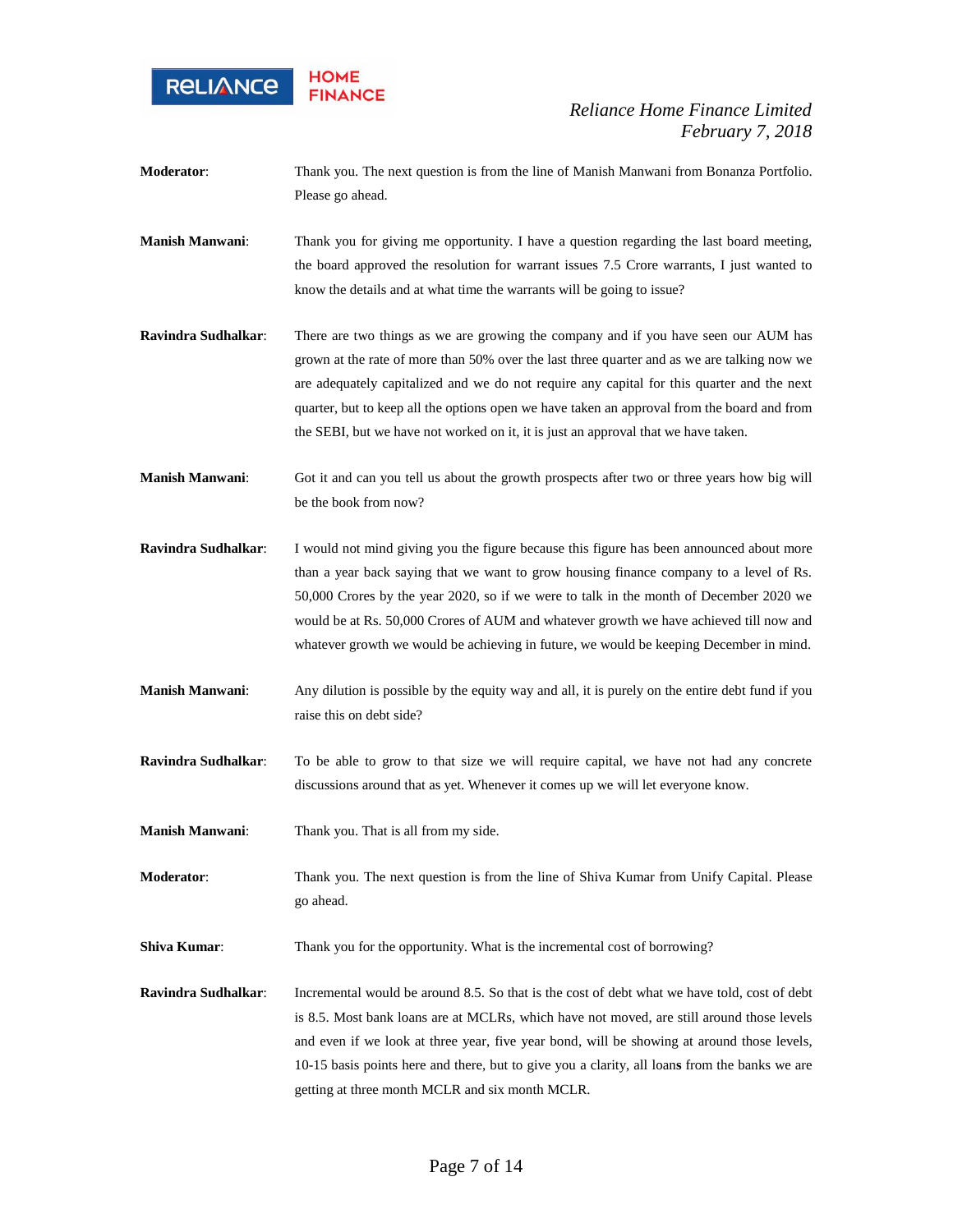**Moderator**: Thank you. The next question is from the line of Manish Manwani from Bonanza Portfolio. Please go ahead.

**Manish Manwani**: Thank you for giving me opportunity. I have a question regarding the last board meeting, the board approved the resolution for warrant issues 7.5 Crore warrants, I just wanted to know the details and at what time the warrants will be going to issue?

**Ravindra Sudhalkar**: There are two things as we are growing the company and if you have seen our AUM has grown at the rate of more than 50% over the last three quarter and as we are talking now we are adequately capitalized and we do not require any capital for this quarter and the next quarter, but to keep all the options open we have taken an approval from the board and from the SEBI, but we have not worked on it, it is just an approval that we have taken.

**Manish Manwani**: Got it and can you tell us about the growth prospects after two or three years how big will be the book from now?

**Ravindra Sudhalkar**: I would not mind giving you the figure because this figure has been announced about more than a year back saying that we want to grow housing finance company to a level of Rs. 50,000 Crores by the year 2020, so if we were to talk in the month of December 2020 we would be at Rs. 50,000 Crores of AUM and whatever growth we have achieved till now and whatever growth we would be achieving in future, we would be keeping December in mind.

**Manish Manwani**: Any dilution is possible by the equity way and all, it is purely on the entire debt fund if you raise this on debt side?

**Ravindra Sudhalkar**: To be able to grow to that size we will require capital, we have not had any concrete discussions around that as yet. Whenever it comes up we will let everyone know.

**Manish Manwani**: Thank you. That is all from my side.

**Moderator**: Thank you. The next question is from the line of Shiva Kumar from Unify Capital. Please go ahead.

**Shiva Kumar**: Thank you for the opportunity. What is the incremental cost of borrowing?

**Ravindra Sudhalkar**: Incremental would be around 8.5. So that is the cost of debt what we have told, cost of debt is 8.5. Most bank loans are at MCLRs, which have not moved, are still around those levels and even if we look at three year, five year bond, will be showing at around those levels, 10-15 basis points here and there, but to give you a clarity, all loans from the banks we are getting at three month MCLR and six month MCLR.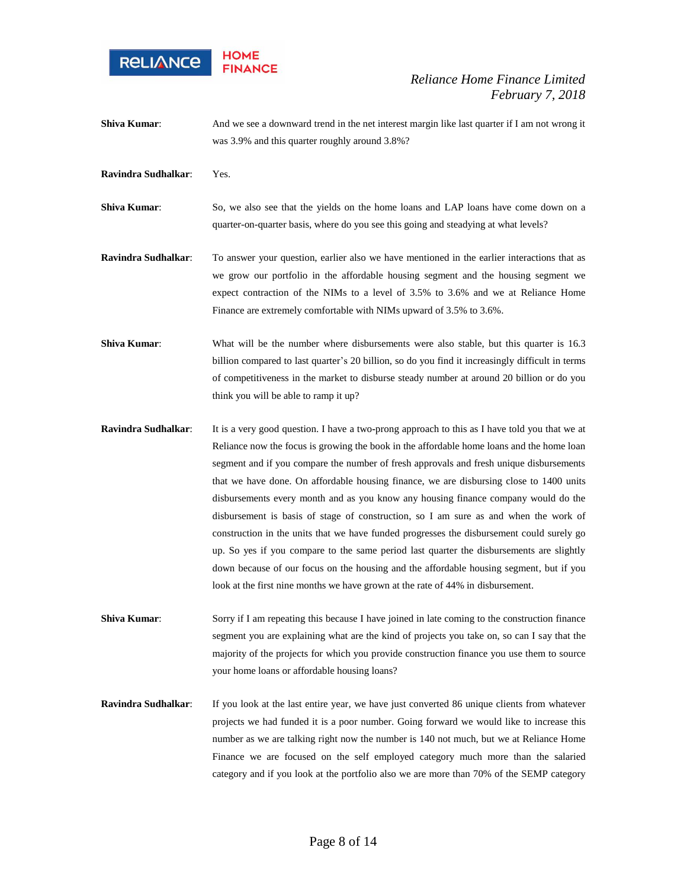**Shiva Kumar**: And we see a downward trend in the net interest margin like last quarter if I am not wrong it was 3.9% and this quarter roughly around 3.8%?

**Ravindra Sudhalkar**: Yes.

**Shiva Kumar**: So, we also see that the yields on the home loans and LAP loans have come down on a quarter-on-quarter basis, where do you see this going and steadying at what levels?

**Ravindra Sudhalkar**: To answer your question, earlier also we have mentioned in the earlier interactions that as we grow our portfolio in the affordable housing segment and the housing segment we expect contraction of the NIMs to a level of 3.5% to 3.6% and we at Reliance Home Finance are extremely comfortable with NIMs upward of 3.5% to 3.6%.

**Shiva Kumar**: What will be the number where disbursements were also stable, but this quarter is 16.3 billion compared to last quarter's 20 billion, so do you find it increasingly difficult in terms of competitiveness in the market to disburse steady number at around 20 billion or do you think you will be able to ramp it up?

**Ravindra Sudhalkar**: It is a very good question. I have a two-prong approach to this as I have told you that we at Reliance now the focus is growing the book in the affordable home loans and the home loan segment and if you compare the number of fresh approvals and fresh unique disbursements that we have done. On affordable housing finance, we are disbursing close to 1400 units disbursements every month and as you know any housing finance company would do the disbursement is basis of stage of construction, so I am sure as and when the work of construction in the units that we have funded progresses the disbursement could surely go up. So yes if you compare to the same period last quarter the disbursements are slightly down because of our focus on the housing and the affordable housing segment, but if you look at the first nine months we have grown at the rate of 44% in disbursement.

**Shiva Kumar**: Sorry if I am repeating this because I have joined in late coming to the construction finance segment you are explaining what are the kind of projects you take on, so can I say that the majority of the projects for which you provide construction finance you use them to source your home loans or affordable housing loans?

**Ravindra Sudhalkar**: If you look at the last entire year, we have just converted 86 unique clients from whatever projects we had funded it is a poor number. Going forward we would like to increase this number as we are talking right now the number is 140 not much, but we at Reliance Home Finance we are focused on the self employed category much more than the salaried category and if you look at the portfolio also we are more than 70% of the SEMP category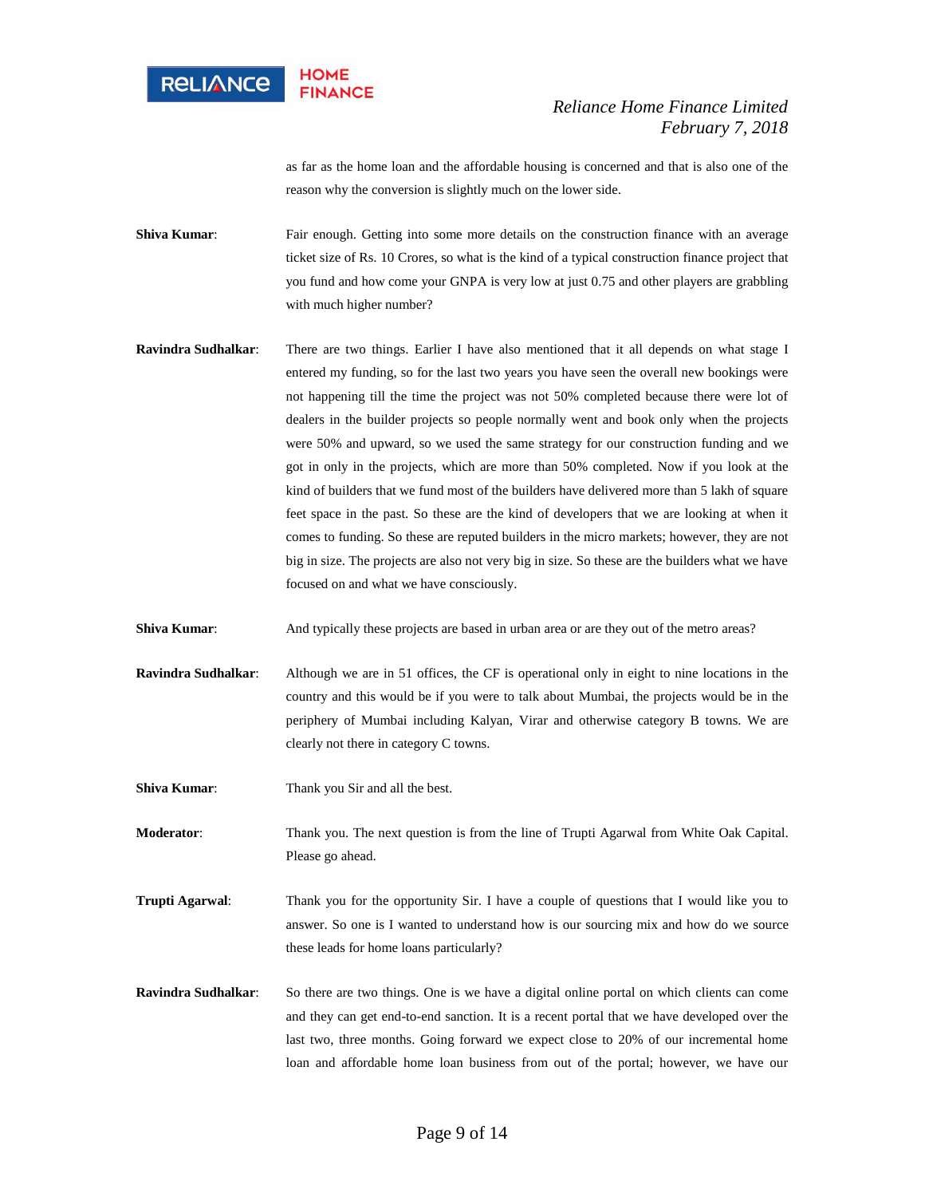as far as the home loan and the affordable housing is concerned and that is also one of the reason why the conversion is slightly much on the lower side.

**Shiva Kumar**: Fair enough. Getting into some more details on the construction finance with an average ticket size of Rs. 10 Crores, so what is the kind of a typical construction finance project that you fund and how come your GNPA is very low at just 0.75 and other players are grabbling with much higher number?

**Ravindra Sudhalkar**: There are two things. Earlier I have also mentioned that it all depends on what stage I entered my funding, so for the last two years you have seen the overall new bookings were not happening till the time the project was not 50% completed because there were lot of dealers in the builder projects so people normally went and book only when the projects were 50% and upward, so we used the same strategy for our construction funding and we got in only in the projects, which are more than 50% completed. Now if you look at the kind of builders that we fund most of the builders have delivered more than 5 lakh of square feet space in the past. So these are the kind of developers that we are looking at when it comes to funding. So these are reputed builders in the micro markets; however, they are not big in size. The projects are also not very big in size. So these are the builders what we have focused on and what we have consciously.

**Shiva Kumar**: And typically these projects are based in urban area or are they out of the metro areas?

**Ravindra Sudhalkar**: Although we are in 51 offices, the CF is operational only in eight to nine locations in the country and this would be if you were to talk about Mumbai, the projects would be in the periphery of Mumbai including Kalyan, Virar and otherwise category B towns. We are clearly not there in category C towns.

**Shiva Kumar**: Thank you Sir and all the best.

**Moderator**: Thank you. The next question is from the line of Trupti Agarwal from White Oak Capital. Please go ahead.

**Trupti Agarwal**: Thank you for the opportunity Sir. I have a couple of questions that I would like you to answer. So one is I wanted to understand how is our sourcing mix and how do we source these leads for home loans particularly?

**Ravindra Sudhalkar**: So there are two things. One is we have a digital online portal on which clients can come and they can get end-to-end sanction. It is a recent portal that we have developed over the last two, three months. Going forward we expect close to 20% of our incremental home loan and affordable home loan business from out of the portal; however, we have our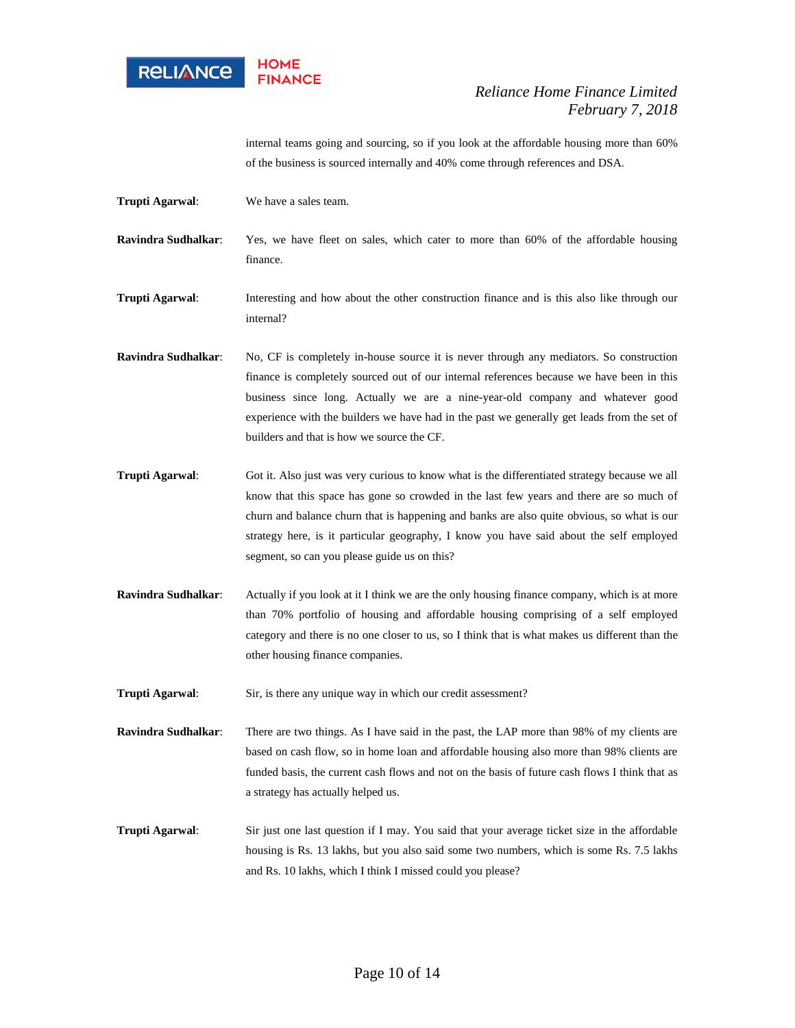internal teams going and sourcing, so if you look at the affordable housing more than 60% of the business is sourced internally and 40% come through references and DSA.

**Trupti Agarwal**: We have a sales team.

**Ravindra Sudhalkar**: Yes, we have fleet on sales, which cater to more than 60% of the affordable housing finance.

**Trupti Agarwal**: Interesting and how about the other construction finance and is this also like through our internal?

**Ravindra Sudhalkar**: No, CF is completely in-house source it is never through any mediators. So construction finance is completely sourced out of our internal references because we have been in this business since long. Actually we are a nine-year-old company and whatever good experience with the builders we have had in the past we generally get leads from the set of builders and that is how we source the CF.

**Trupti Agarwal**: Got it. Also just was very curious to know what is the differentiated strategy because we all know that this space has gone so crowded in the last few years and there are so much of churn and balance churn that is happening and banks are also quite obvious, so what is our strategy here, is it particular geography, I know you have said about the self employed segment, so can you please guide us on this?

**Ravindra Sudhalkar**: Actually if you look at it I think we are the only housing finance company, which is at more than 70% portfolio of housing and affordable housing comprising of a self employed category and there is no one closer to us, so I think that is what makes us different than the other housing finance companies.

**Trupti Agarwal**: Sir, is there any unique way in which our credit assessment?

**Ravindra Sudhalkar**: There are two things. As I have said in the past, the LAP more than 98% of my clients are based on cash flow, so in home loan and affordable housing also more than 98% clients are funded basis, the current cash flows and not on the basis of future cash flows I think that as a strategy has actually helped us.

**Trupti Agarwal**: Sir just one last question if I may. You said that your average ticket size in the affordable housing is Rs. 13 lakhs, but you also said some two numbers, which is some Rs. 7.5 lakhs and Rs. 10 lakhs, which I think I missed could you please?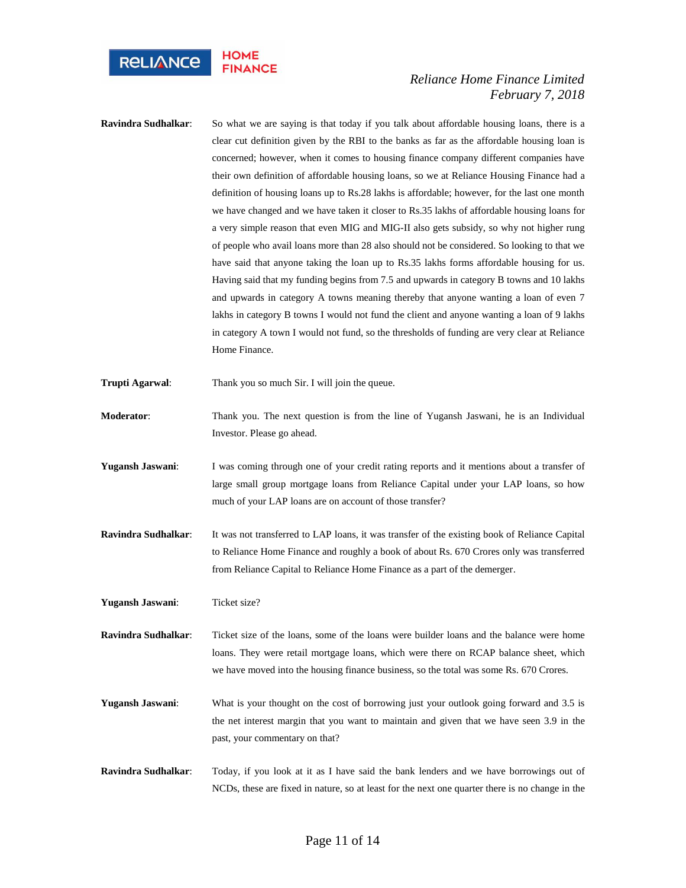**Ravindra Sudhalkar**: So what we are saying is that today if you talk about affordable housing loans, there is a clear cut definition given by the RBI to the banks as far as the affordable housing loan is concerned; however, when it comes to housing finance company different companies have their own definition of affordable housing loans, so we at Reliance Housing Finance had a definition of housing loans up to Rs.28 lakhs is affordable; however, for the last one month we have changed and we have taken it closer to Rs.35 lakhs of affordable housing loans for a very simple reason that even MIG and MIG-II also gets subsidy, so why not higher rung of people who avail loans more than 28 also should not be considered. So looking to that we have said that anyone taking the loan up to Rs.35 lakhs forms affordable housing for us. Having said that my funding begins from 7.5 and upwards in category B towns and 10 lakhs and upwards in category A towns meaning thereby that anyone wanting a loan of even 7 lakhs in category B towns I would not fund the client and anyone wanting a loan of 9 lakhs in category A town I would not fund, so the thresholds of funding are very clear at Reliance Home Finance.

**Trupti Agarwal**: Thank you so much Sir. I will join the queue.

**Moderator**: Thank you. The next question is from the line of Yugansh Jaswani, he is an Individual Investor. Please go ahead.

**Yugansh Jaswani**: I was coming through one of your credit rating reports and it mentions about a transfer of large small group mortgage loans from Reliance Capital under your LAP loans, so how much of your LAP loans are on account of those transfer?

**Ravindra Sudhalkar**: It was not transferred to LAP loans, it was transfer of the existing book of Reliance Capital to Reliance Home Finance and roughly a book of about Rs. 670 Crores only was transferred from Reliance Capital to Reliance Home Finance as a part of the demerger.

**Yugansh Jaswani**: Ticket size?

**Ravindra Sudhalkar**: Ticket size of the loans, some of the loans were builder loans and the balance were home loans. They were retail mortgage loans, which were there on RCAP balance sheet, which we have moved into the housing finance business, so the total was some Rs. 670 Crores.

**Yugansh Jaswani**: What is your thought on the cost of borrowing just your outlook going forward and 3.5 is the net interest margin that you want to maintain and given that we have seen 3.9 in the past, your commentary on that?

**Ravindra Sudhalkar**: Today, if you look at it as I have said the bank lenders and we have borrowings out of NCDs, these are fixed in nature, so at least for the next one quarter there is no change in the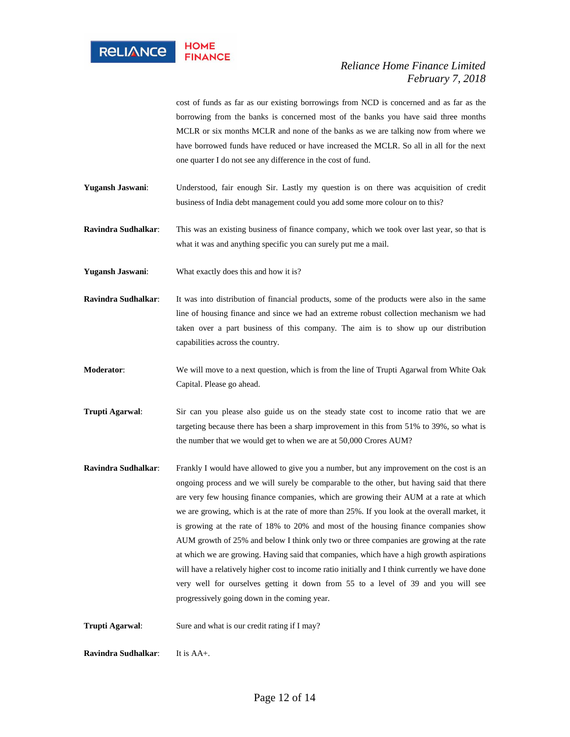cost of funds as far as our existing borrowings from NCD is concerned and as far as the borrowing from the banks is concerned most of the banks you have said three months MCLR or six months MCLR and none of the banks as we are talking now from where we have borrowed funds have reduced or have increased the MCLR. So all in all for the next one quarter I do not see any difference in the cost of fund.

**Yugansh Jaswani**: Understood, fair enough Sir. Lastly my question is on there was acquisition of credit business of India debt management could you add some more colour on to this?

**Ravindra Sudhalkar**: This was an existing business of finance company, which we took over last year, so that is what it was and anything specific you can surely put me a mail.

**Yugansh Jaswani**: What exactly does this and how it is?

**Ravindra Sudhalkar**: It was into distribution of financial products, some of the products were also in the same line of housing finance and since we had an extreme robust collection mechanism we had taken over a part business of this company. The aim is to show up our distribution capabilities across the country.

**Moderator**: We will move to a next question, which is from the line of Trupti Agarwal from White Oak Capital. Please go ahead.

**Trupti Agarwal**: Sir can you please also guide us on the steady state cost to income ratio that we are targeting because there has been a sharp improvement in this from 51% to 39%, so what is the number that we would get to when we are at 50,000 Crores AUM?

**Ravindra Sudhalkar**: Frankly I would have allowed to give you a number, but any improvement on the cost is an ongoing process and we will surely be comparable to the other, but having said that there are very few housing finance companies, which are growing their AUM at a rate at which we are growing, which is at the rate of more than 25%. If you look at the overall market, it is growing at the rate of 18% to 20% and most of the housing finance companies show AUM growth of 25% and below I think only two or three companies are growing at the rate at which we are growing. Having said that companies, which have a high growth aspirations will have a relatively higher cost to income ratio initially and I think currently we have done very well for ourselves getting it down from 55 to a level of 39 and you will see progressively going down in the coming year.

**Trupti Agarwal**: Sure and what is our credit rating if I may?

**Ravindra Sudhalkar**: It is AA+.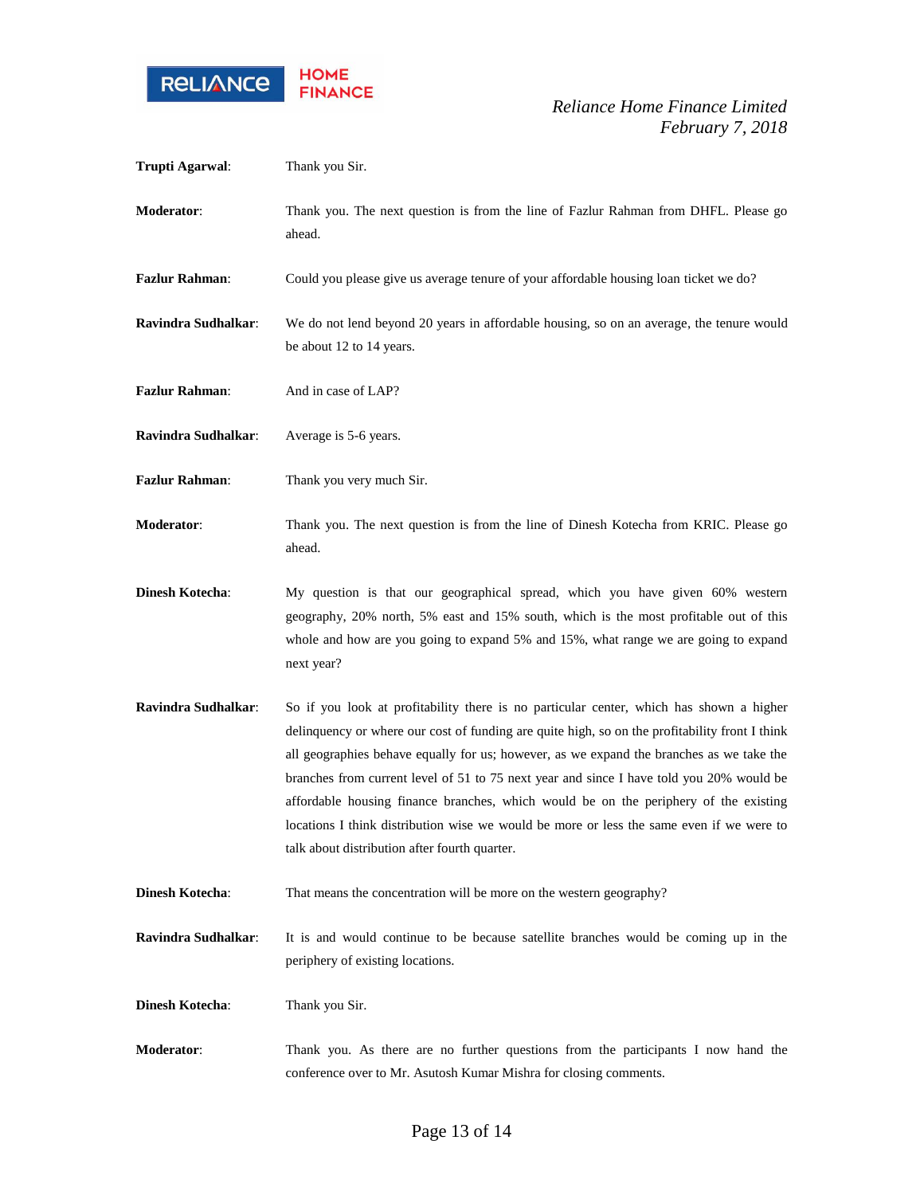**Trupti Agarwal**: Thank you Sir.

**Moderator**: Thank you. The next question is from the line of Fazlur Rahman from DHFL. Please go ahead.

**Fazlur Rahman**: Could you please give us average tenure of your affordable housing loan ticket we do?

**Ravindra Sudhalkar**: We do not lend beyond 20 years in affordable housing, so on an average, the tenure would be about 12 to 14 years.

**Fazlur Rahman**: And in case of LAP?

**Ravindra Sudhalkar**: Average is 5-6 years.

**Fazlur Rahman**: Thank you very much Sir.

**Moderator**: Thank you. The next question is from the line of Dinesh Kotecha from KRIC. Please go ahead.

**Dinesh Kotecha**: My question is that our geographical spread, which you have given 60% western geography, 20% north, 5% east and 15% south, which is the most profitable out of this whole and how are you going to expand 5% and 15%, what range we are going to expand next year?

**Ravindra Sudhalkar**: So if you look at profitability there is no particular center, which has shown a higher delinquency or where our cost of funding are quite high, so on the profitability front I think all geographies behave equally for us; however, as we expand the branches as we take the branches from current level of 51 to 75 next year and since I have told you 20% would be affordable housing finance branches, which would be on the periphery of the existing locations I think distribution wise we would be more or less the same even if we were to talk about distribution after fourth quarter.

**Dinesh Kotecha**: That means the concentration will be more on the western geography?

**Ravindra Sudhalkar**: It is and would continue to be because satellite branches would be coming up in the periphery of existing locations.

**Dinesh Kotecha**: Thank you Sir.

**Moderator**: Thank you. As there are no further questions from the participants I now hand the conference over to Mr. Asutosh Kumar Mishra for closing comments.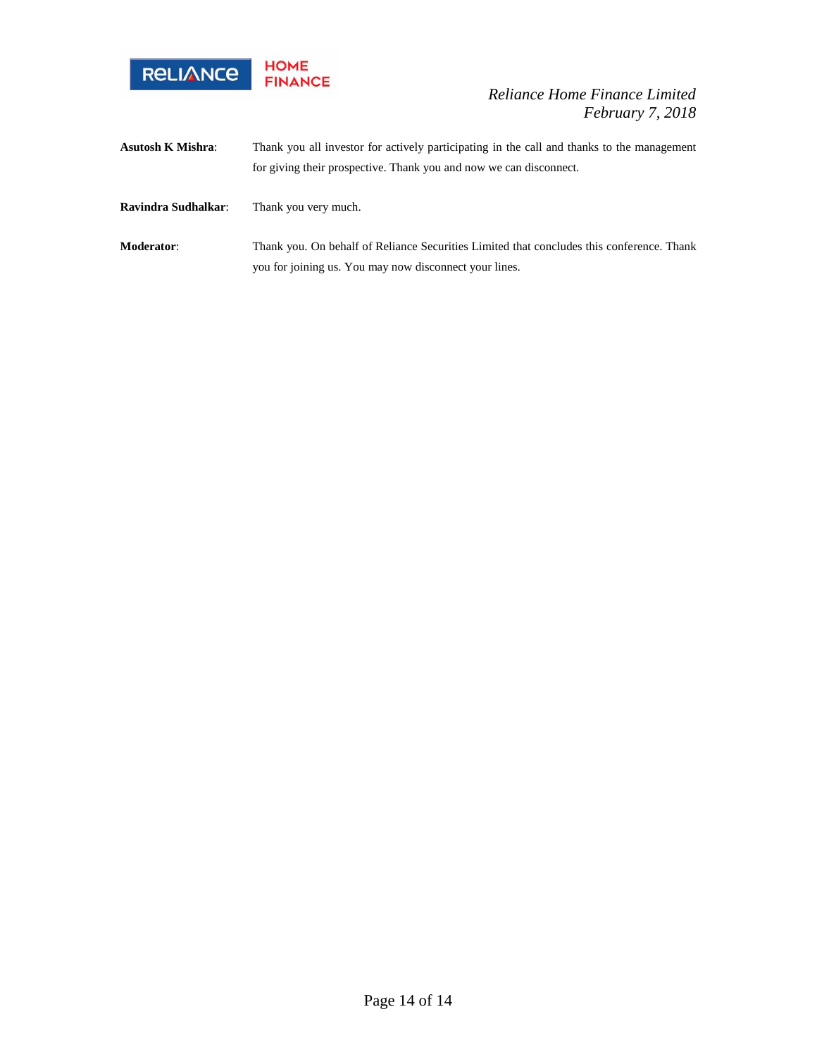**Asutosh K Mishra**: Thank you all investor for actively participating in the call and thanks to the management for giving their prospective. Thank you and now we can disconnect.

**Ravindra Sudhalkar**: Thank you very much.

**Moderator**: Thank you. On behalf of Reliance Securities Limited that concludes this conference. Thank you for joining us. You may now disconnect your lines.